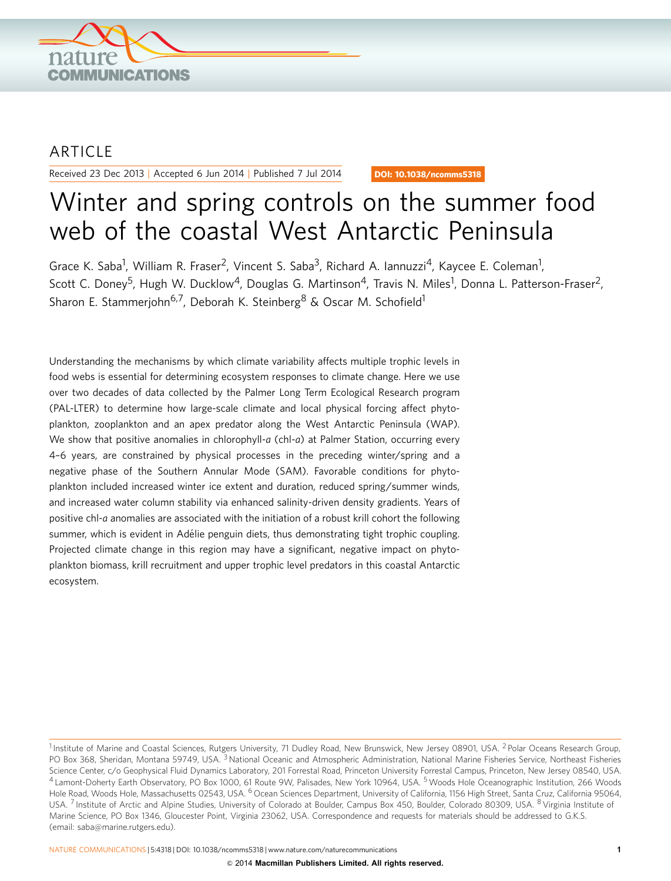ARTICLE

Received 23 Dec 2013 | Accepted 6 Jun 2014 | Published 7 Jul 2014

DOI: 10.1038/ncomms5318

# Winter and spring controls on the summer food web of the coastal West Antarctic Peninsula

Grace K. Saba[1], William R. Fraser[2], Vincent S. Saba[3], Richard A. Iannuzzi[4], Kaycee E. Coleman[1], Scott C. Doney[5], Hugh W. Ducklow[4], Douglas G. Martinson[4], Travis N. Miles[1], Donna L. Patterson-Fraser[2], Sharon E. Stammerjohn[6,7], Deborah K. Steinberg[8] & Oscar M. Schofield[1]

Understanding the mechanisms by which climate variability affects multiple trophic levels in food webs is essential for determining ecosystem responses to climate change. Here we use over two decades of data collected by the Palmer Long Term Ecological Research program (PAL-LTER) to determine how large-scale climate and local physical forcing affect phytoplankton, zooplankton and an apex predator along the West Antarctic Peninsula (WAP). We show that positive anomalies in chlorophyll-*a* (chl-*a*) at Palmer Station, occurring every 4–6 years, are constrained by physical processes in the preceding winter/spring and a negative phase of the Southern Annular Mode (SAM). Favorable conditions for phytoplankton included increased winter ice extent and duration, reduced spring/summer winds, and increased water column stability via enhanced salinity-driven density gradients. Years of positive chl-*a* anomalies are associated with the initiation of a robust krill cohort the following summer, which is evident in Adélie penguin diets, thus demonstrating tight trophic coupling. Projected climate change in this region may have a significant, negative impact on phytoplankton biomass, krill recruitment and upper trophic level predators in this coastal Antarctic ecosystem.

[1] Institute of Marine and Coastal Sciences, Rutgers University, 71 Dudley Road, New Brunswick, New Jersey 08901, USA. [2] Polar Oceans Research Group, PO Box 368, Sheridan, Montana 59749, USA. [3] National Oceanic and Atmospheric Administration, National Marine Fisheries Service, Northeast Fisheries Science Center, c/o Geophysical Fluid Dynamics Laboratory, 201 Forrestal Road, Princeton University Forrestal Campus, Princeton, New Jersey 08540, USA. [4] Lamont-Doherty Earth Observatory, PO Box 1000, 61 Route 9W, Palisades, New York 10964, USA. [5] Woods Hole Oceanographic Institution, 266 Woods Hole Road, Woods Hole, Massachusetts 02543, USA. [6] Ocean Sciences Department, University of California, 1156 High Street, Santa Cruz, California 95064, USA. [7] Institute of Arctic and Alpine Studies, University of Colorado at Boulder, Campus Box 450, Boulder, Colorado 80309, USA. [8] Virginia Institute of Marine Science, PO Box 1346, Gloucester Point, Virginia 23062, USA. Correspondence and requests for materials should be addressed to G.K.S. (email: saba@marine.rutgers.edu).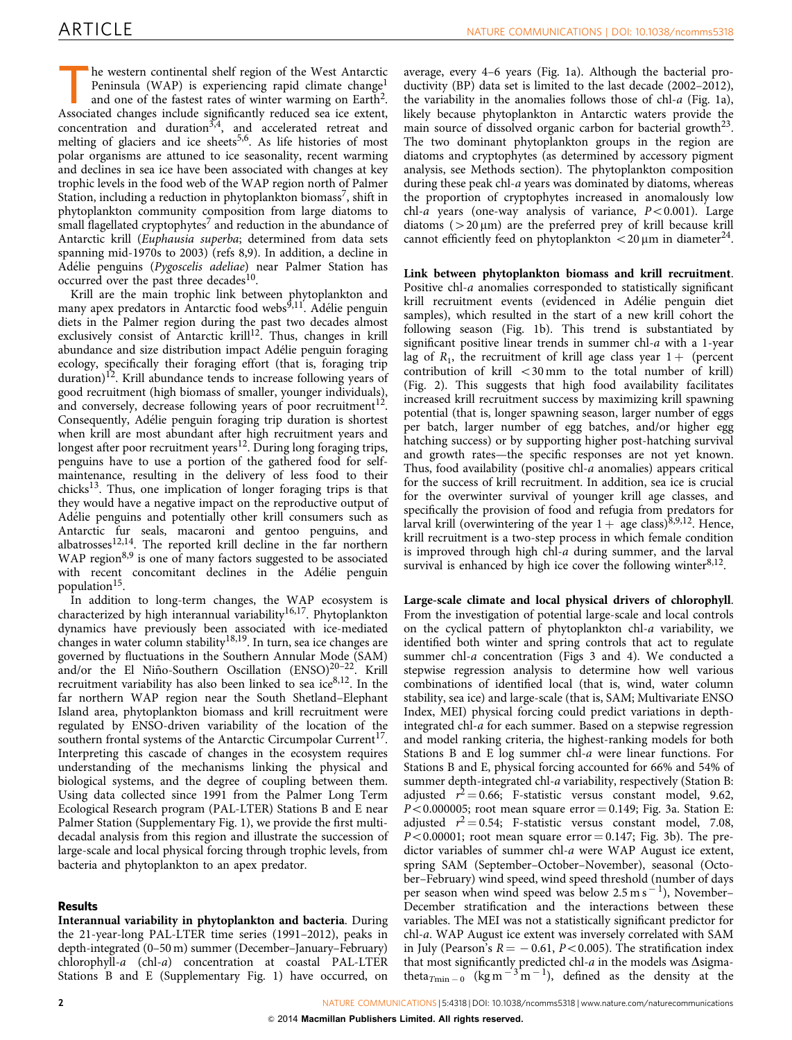The western continental shelf region of the West Antarctic Peninsula (WAP) is experiencing rapid climate change[1] and one of the fastest rates of winter warming on Earth[2]. Associated changes include significantly reduced sea ice extent, concentration and duration[3,4], and accelerated retreat and melting of glaciers and ice sheets[5,6]. As life histories of most polar organisms are attuned to ice seasonality, recent warming and declines in sea ice have been associated with changes at key trophic levels in the food web of the WAP region north of Palmer Station, including a reduction in phytoplankton biomass[7], shift in phytoplankton community composition from large diatoms to small flagellated cryptophytes[7] and reduction in the abundance of Antarctic krill (*Euphausia superba*; determined from data sets spanning mid-1970s to 2003) (refs 8,9). In addition, a decline in Adélie penguins (*Pygoscelis adeliae*) near Palmer Station has occurred over the past three decades[10].

Krill are the main trophic link between phytoplankton and many apex predators in Antarctic food webs[9,11]. Adélie penguin diets in the Palmer region during the past two decades almost exclusively consist of Antarctic krill[12]. Thus, changes in krill abundance and size distribution impact Adélie penguin foraging ecology, specifically their foraging effort (that is, foraging trip duration)[12]. Krill abundance tends to increase following years of good recruitment (high biomass of smaller, younger individuals), and conversely, decrease following years of poor recruitment[12]. Consequently, Adélie penguin foraging trip duration is shortest when krill are most abundant after high recruitment years and longest after poor recruitment years[12]. During long foraging trips, penguins have to use a portion of the gathered food for self-maintenance, resulting in the delivery of less food to their chicks[13]. Thus, one implication of longer foraging trips is that they would have a negative impact on the reproductive output of Adélie penguins and potentially other krill consumers such as Antarctic fur seals, macaroni and gentoo penguins, and albatrosses[12,14]. The reported krill decline in the far northern WAP region[8,9] is one of many factors suggested to be associated with recent concomitant declines in the Adélie penguin population[15].

In addition to long-term changes, the WAP ecosystem is characterized by high interannual variability[16,17]. Phytoplankton dynamics have previously been associated with ice-mediated changes in water column stability[18,19]. In turn, sea ice changes are governed by fluctuations in the Southern Annular Mode (SAM) and/or the El Niño-Southern Oscillation (ENSO)[20–22]. Krill recruitment variability has also been linked to sea ice[8,12]. In the far northern WAP region near the South Shetland–Elephant Island area, phytoplankton biomass and krill recruitment were regulated by ENSO-driven variability of the location of the southern frontal systems of the Antarctic Circumpolar Current[17]. Interpreting this cascade of changes in the ecosystem requires understanding of the mechanisms linking the physical and biological systems, and the degree of coupling between them. Using data collected since 1991 from the Palmer Long Term Ecological Research program (PAL-LTER) Stations B and E near Palmer Station (Supplementary Fig. 1), we provide the first multi-decadal analysis from this region and illustrate the succession of large-scale and local physical forcing through trophic levels, from bacteria and phytoplankton to an apex predator.

## Results

**Interannual variability in phytoplankton and bacteria**. During the 21-year-long PAL-LTER time series (1991–2012), peaks in depth-integrated (0–50 m) summer (December–January–February) chlorophyll-*a* (chl-*a*) concentration at coastal PAL-LTER Stations B and E (Supplementary Fig. 1) have occurred, on average, every 4–6 years (Fig. 1a). Although the bacterial productivity (BP) data set is limited to the last decade (2002–2012), the variability in the anomalies follows those of chl-*a* (Fig. 1a), likely because phytoplankton in Antarctic waters provide the main source of dissolved organic carbon for bacterial growth[23]. The two dominant phytoplankton groups in the region are diatoms and cryptophytes (as determined by accessory pigment analysis, see Methods section). The phytoplankton composition during these peak chl-*a* years was dominated by diatoms, whereas the proportion of cryptophytes increased in anomalously low chl-*a* years (one-way analysis of variance, $P<0.001$). Large diatoms ($>20\,\mu m$) are the preferred prey of krill because krill cannot efficiently feed on phytoplankton $<20\,\mu m$ in diameter[24].

**Link between phytoplankton biomass and krill recruitment**. Positive chl-*a* anomalies corresponded to statistically significant krill recruitment events (evidenced in Adélie penguin diet samples), which resulted in the start of a new krill cohort the following season (Fig. 1b). This trend is substantiated by significant positive linear trends in summer chl-*a* with a 1-year lag of $R_1$, the recruitment of krill age class year 1+ (percent contribution of krill $<30$ mm to the total number of krill) (Fig. 2). This suggests that high food availability facilitates increased krill recruitment success by maximizing krill spawning potential (that is, longer spawning season, larger number of eggs per batch, larger number of egg batches, and/or higher egg hatching success) or by supporting higher post-hatching survival and growth rates—the specific responses are not yet known. Thus, food availability (positive chl-*a* anomalies) appears critical for the success of krill recruitment. In addition, sea ice is crucial for the overwinter survival of younger krill age classes, and specifically the provision of food and refugia from predators for larval krill (overwintering of the year 1+ age class)[8,9,12]. Hence, krill recruitment is a two-step process in which female condition is improved through high chl-*a* during summer, and the larval survival is enhanced by high ice cover the following winter[8,12].

**Large-scale climate and local physical drivers of chlorophyll**. From the investigation of potential large-scale and local controls on the cyclical pattern of phytoplankton chl-*a* variability, we identified both winter and spring controls that act to regulate summer chl-*a* concentration (Figs 3 and 4). We conducted a stepwise regression analysis to determine how well various combinations of identified local (that is, wind, water column stability, sea ice) and large-scale (that is, SAM; Multivariate ENSO Index, MEI) physical forcing could predict variations in depth-integrated chl-*a* for each summer. Based on a stepwise regression and model ranking criteria, the highest-ranking models for both Stations B and E log summer chl-*a* were linear functions. For Stations B and E, physical forcing accounted for 66% and 54% of summer depth-integrated chl-*a* variability, respectively (Station B: adjusted $r^2=0.66$; F-statistic versus constant model, 9.62, $P<0.000005$; root mean square error $=0.149$; Fig. 3a. Station E: adjusted $r^2=0.54$; F-statistic versus constant model, 7.08, $P<0.00001$; root mean square error $=0.147$; Fig. 3b). The predictor variables of summer chl-*a* were WAP August ice extent, spring SAM (September–October–November), seasonal (October–February) wind speed, wind speed threshold (number of days per season when wind speed was below $2.5\,m\,s^{-1}$), November–December stratification and the interactions between these variables. The MEI was not a statistically significant predictor for chl-*a*. WAP August ice extent was inversely correlated with SAM in July (Pearson's $R=-0.61$, $P<0.005$). The stratification index that most significantly predicted chl-*a* in the models was $\Delta sigma\text{-}theta_{T\min-0}$ ($kg\,m^{-3}\,m^{-1}$), defined as the density at the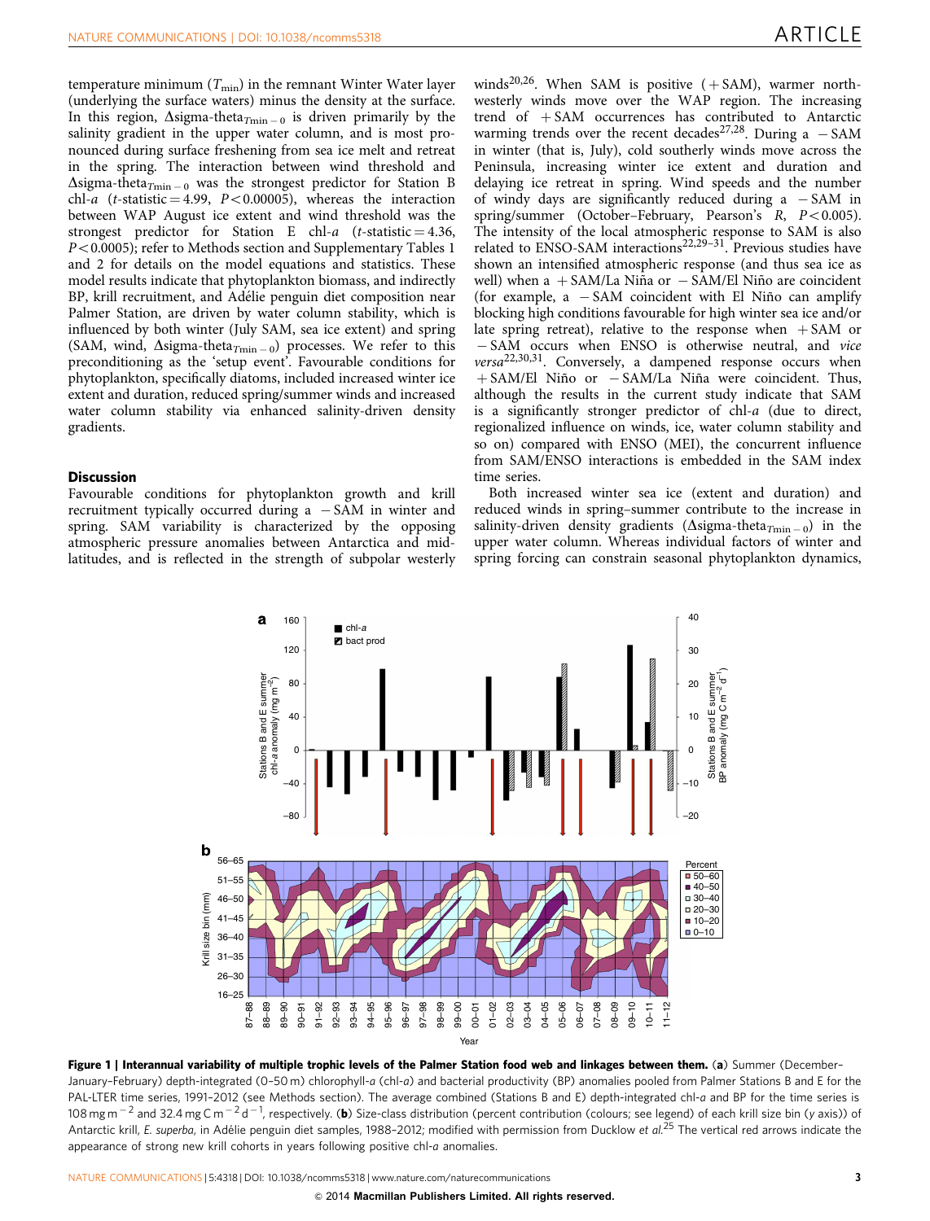temperature minimum ($T_{min}$) in the remnant Winter Water layer (underlying the surface waters) minus the density at the surface. In this region, $\Delta$sigma-theta$_{T_{min}-0}$ is driven primarily by the salinity gradient in the upper water column, and is most pronounced during surface freshening from sea ice melt and retreat in the spring. The interaction between wind threshold and $\Delta$sigma-theta$_{T_{min}-0}$ was the strongest predictor for Station B chl-*a* ($t$-statistic = 4.99, $P < 0.00005$), whereas the interaction between WAP August ice extent and wind threshold was the strongest predictor for Station E chl-*a* ($t$-statistic = 4.36, $P < 0.0005$); refer to Methods section and Supplementary Tables 1 and 2 for details on the model equations and statistics. These model results indicate that phytoplankton biomass, and indirectly BP, krill recruitment, and Adélie penguin diet composition near Palmer Station, are driven by water column stability, which is influenced by both winter (July SAM, sea ice extent) and spring (SAM, wind, $\Delta$sigma-theta$_{T_{min}-0}$) processes. We refer to this preconditioning as the 'setup event'. Favourable conditions for phytoplankton, specifically diatoms, included increased winter ice extent and duration, reduced spring/summer winds and increased water column stability via enhanced salinity-driven density gradients.

## Discussion

Favourable conditions for phytoplankton growth and krill recruitment typically occurred during a −SAM in winter and spring. SAM variability is characterized by the opposing atmospheric pressure anomalies between Antarctica and mid-latitudes, and is reflected in the strength of subpolar westerly winds[20,26]. When SAM is positive (+SAM), warmer north-westerly winds move over the WAP region. The increasing trend of +SAM occurrences has contributed to Antarctic warming trends over the recent decades[27,28]. During a −SAM in winter (that is, July), cold southerly winds move across the Peninsula, increasing winter ice extent and duration and delaying ice retreat in spring. Wind speeds and the number of windy days are significantly reduced during a −SAM in spring/summer (October–February, Pearson's $R$, $P < 0.005$). The intensity of the local atmospheric response to SAM is also related to ENSO-SAM interactions[22,29–31]. Previous studies have shown an intensified atmospheric response (and thus sea ice as well) when a +SAM/La Niña or −SAM/El Niño are coincident (for example, a −SAM coincident with El Niño can amplify blocking high conditions favourable for high winter sea ice and/or late spring retreat), relative to the response when +SAM or −SAM occurs when ENSO is otherwise neutral, and *vice versa*[22,30,31]. Conversely, a dampened response occurs when +SAM/El Niño or −SAM/La Niña were coincident. Thus, although the results in the current study indicate that SAM is a significantly stronger predictor of chl-*a* (due to direct, regionalized influence on winds, ice, water column stability and so on) compared with ENSO (MEI), the concurrent influence from SAM/ENSO interactions is embedded in the SAM index time series.

Both increased winter sea ice (extent and duration) and reduced winds in spring–summer contribute to the increase in salinity-driven density gradients ($\Delta$sigma-theta$_{T_{min}-0}$) in the upper water column. Whereas individual factors of winter and spring forcing can constrain seasonal phytoplankton dynamics,

**Figure 1 | Interannual variability of multiple trophic levels of the Palmer Station food web and linkages between them.** (**a**) Summer (December–January–February) depth-integrated (0–50 m) chlorophyll-*a* (chl-*a*) and bacterial productivity (BP) anomalies pooled from Palmer Stations B and E for the PAL-LTER time series, 1991–2012 (see Methods section). The average combined (Stations B and E) depth-integrated chl-*a* and BP for the time series is 108 mg m$^{-2}$ and 32.4 mg C m$^{-2}$ d$^{-1}$, respectively. (**b**) Size-class distribution (percent contribution (colours; see legend) of each krill size bin (*y* axis)) of Antarctic krill, *E. superba*, in Adélie penguin diet samples, 1988–2012; modified with permission from Ducklow *et al.*[25] The vertical red arrows indicate the appearance of strong new krill cohorts in years following positive chl-*a* anomalies.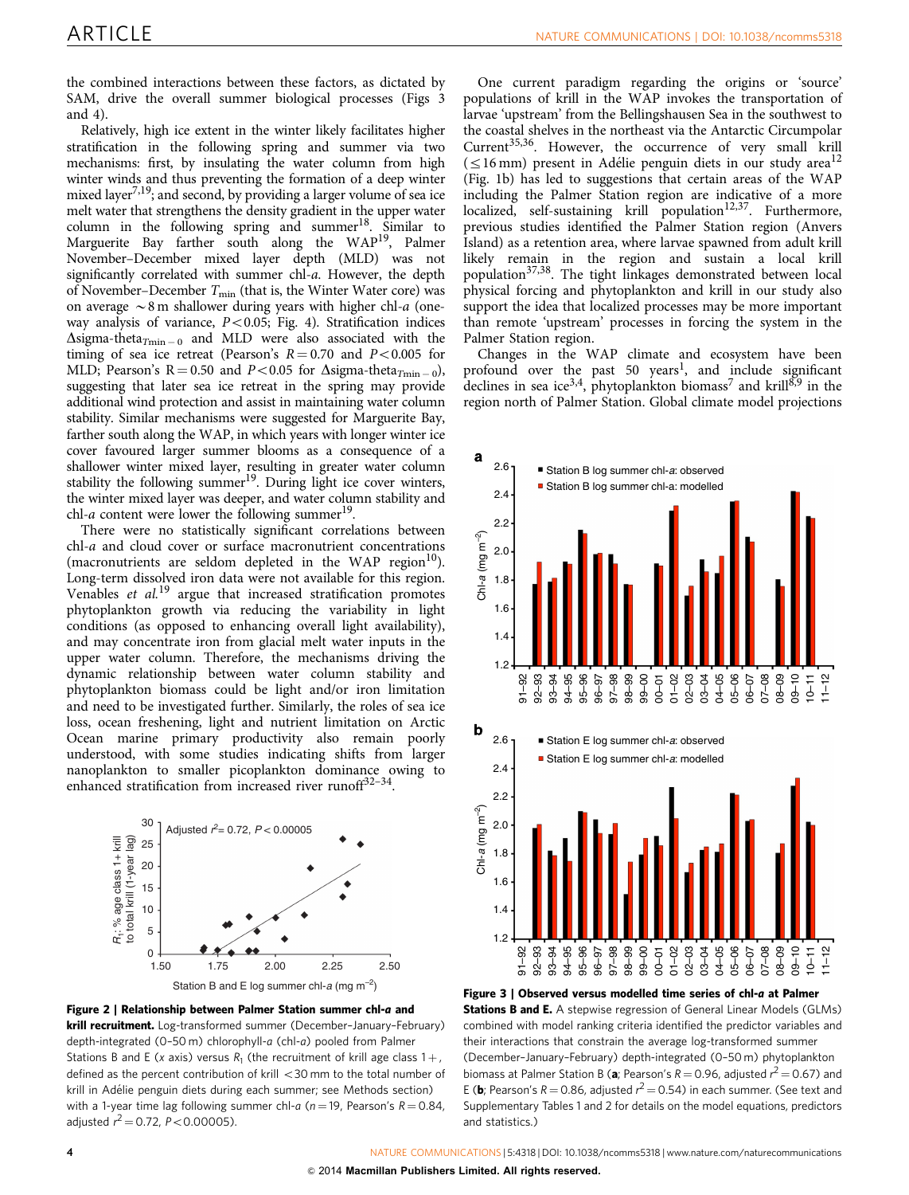the combined interactions between these factors, as dictated by SAM, drive the overall summer biological processes (Figs 3 and 4).

Relatively, high ice extent in the winter likely facilitates higher stratification in the following spring and summer via two mechanisms: first, by insulating the water column from high winter winds and thus preventing the formation of a deep winter mixed layer[7,19]; and second, by providing a larger volume of sea ice melt water that strengthens the density gradient in the upper water column in the following spring and summer[18]. Similar to Marguerite Bay farther south along the WAP[19], Palmer November–December mixed layer depth (MLD) was not significantly correlated with summer chl-*a*. However, the depth of November–December $T_{min}$ (that is, the Winter Water core) was on average ~8 m shallower during years with higher chl-*a* (one-way analysis of variance, $P<0.05$; Fig. 4). Stratification indices $\Delta$sigma-theta$_{T\min-0}$ and MLD were also associated with the timing of sea ice retreat (Pearson's $R=0.70$ and $P<0.005$ for MLD; Pearson's $R=0.50$ and $P<0.05$ for $\Delta$sigma-theta$_{T\min-0}$), suggesting that later sea ice retreat in the spring may provide additional wind protection and assist in maintaining water column stability. Similar mechanisms were suggested for Marguerite Bay, farther south along the WAP, in which years with longer winter ice cover favoured larger summer blooms as a consequence of a shallower winter mixed layer, resulting in greater water column stability the following summer[19]. During light ice cover winters, the winter mixed layer was deeper, and water column stability and chl-*a* content were lower the following summer[19].

There were no statistically significant correlations between chl-*a* and cloud cover or surface macronutrient concentrations (macronutrients are seldom depleted in the WAP region[10]). Long-term dissolved iron data were not available for this region. Venables *et al.*[19] argue that increased stratification promotes phytoplankton growth via reducing the variability in light conditions (as opposed to enhancing overall light availability), and may concentrate iron from glacial melt water inputs in the upper water column. Therefore, the mechanisms driving the dynamic relationship between water column stability and phytoplankton biomass could be light and/or iron limitation and need to be investigated further. Similarly, the roles of sea ice loss, ocean freshening, light and nutrient limitation on Arctic Ocean marine primary productivity also remain poorly understood, with some studies indicating shifts from larger nanoplankton to smaller picoplankton dominance owing to enhanced stratification from increased river runoff[32–34].

**Figure 2 | Relationship between Palmer Station summer chl-*a* and krill recruitment.** Log-transformed summer (December–January–February) depth-integrated (0–50 m) chlorophyll-*a* (chl-*a*) pooled from Palmer Stations B and E (*x* axis) versus $R_1$ (the recruitment of krill age class 1+, defined as the percent contribution of krill <30 mm to the total number of krill in Adélie penguin diets during each summer; see Methods section) with a 1-year time lag following summer chl-*a* ($n=19$, Pearson's $R=0.84$, adjusted $r^2=0.72$, $P<0.00005$).

One current paradigm regarding the origins or 'source' populations of krill in the WAP invokes the transportation of larvae 'upstream' from the Bellingshausen Sea in the southwest to the coastal shelves in the northeast via the Antarctic Circumpolar Current[35,36]. However, the occurrence of very small krill (≤16 mm) present in Adélie penguin diets in our study area[12] (Fig. 1b) has led to suggestions that certain areas of the WAP including the Palmer Station region are indicative of a more localized, self-sustaining krill population[12,37]. Furthermore, previous studies identified the Palmer Station region (Anvers Island) as a retention area, where larvae spawned from adult krill likely remain in the region and sustain a local krill population[37,38]. The tight linkages demonstrated between local physical forcing and phytoplankton and krill in our study also support the idea that localized processes may be more important than remote 'upstream' processes in forcing the system in the Palmer Station region.

Changes in the WAP climate and ecosystem have been profound over the past 50 years[1], and include significant declines in sea ice[3,4], phytoplankton biomass[7] and krill[8,9] in the region north of Palmer Station. Global climate model projections

**Figure 3 | Observed versus modelled time series of chl-*a* at Palmer Stations B and E.** A stepwise regression of General Linear Models (GLMs) combined with model ranking criteria identified the predictor variables and their interactions that constrain the average log-transformed summer (December–January–February) depth-integrated (0–50 m) phytoplankton biomass at Palmer Station B (**a**; Pearson's $R=0.96$, adjusted $r^2=0.67$) and E (**b**; Pearson's $R=0.86$, adjusted $r^2=0.54$) in each summer. (See text and Supplementary Tables 1 and 2 for details on the model equations, predictors and statistics.)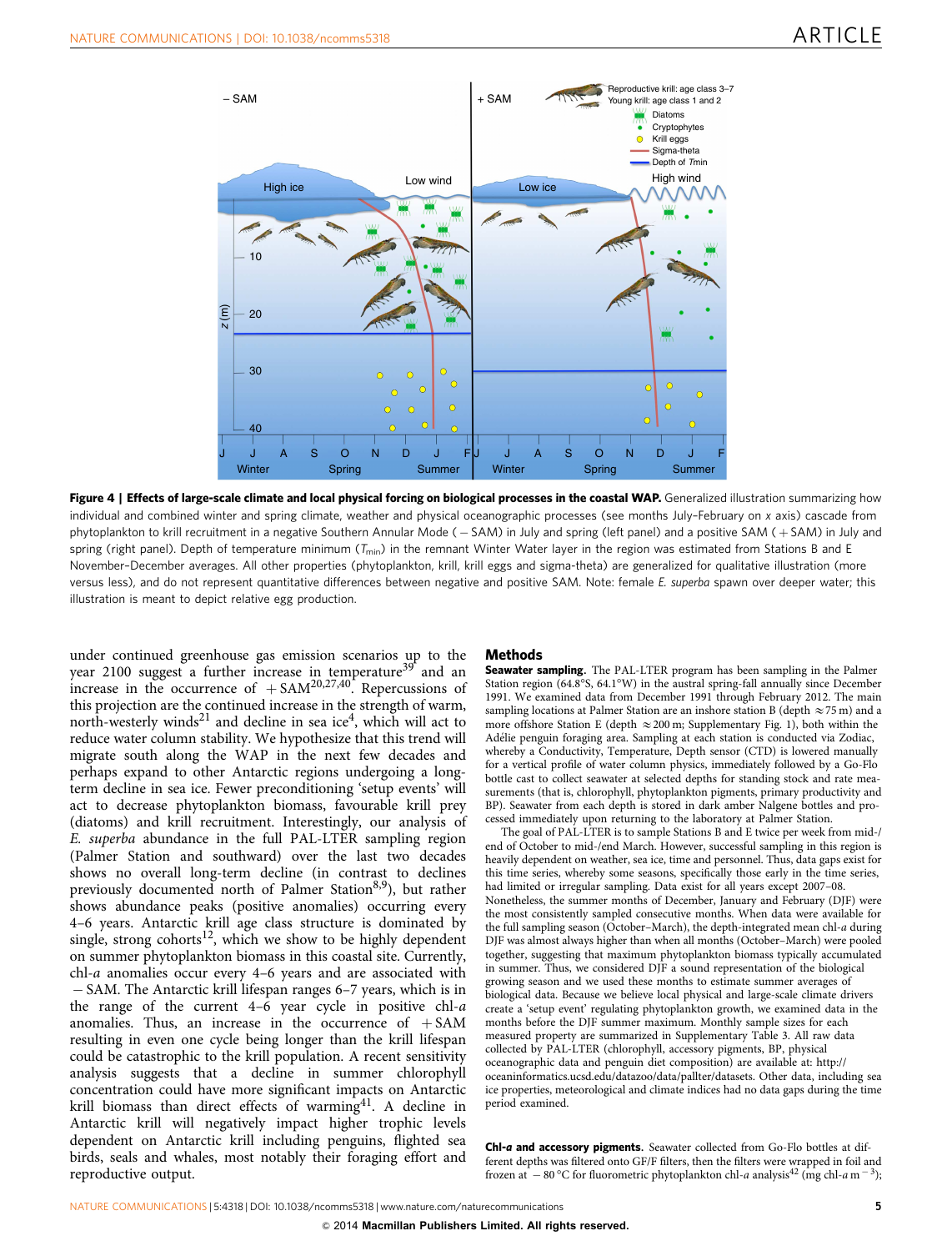− SAM

+ SAM

Reproductive krill: age class 3–7

Young krill: age class 1 and 2

Diatoms

Cryptophytes

Krill eggs

Sigma-theta

Depth of $T$min

High ice

Low wind

Low ice

High wind

z (m)

10

20

30

40

J J A S O N D J F J J A S O N D J F

Winter Spring Summer Winter Spring Summer

**Figure 4 | Effects of large-scale climate and local physical forcing on biological processes in the coastal WAP.** Generalized illustration summarizing how individual and combined winter and spring climate, weather and physical oceanographic processes (see months July–February on x axis) cascade from phytoplankton to krill recruitment in a negative Southern Annular Mode (− SAM) in July and spring (left panel) and a positive SAM (+ SAM) in July and spring (right panel). Depth of temperature minimum ($T_{min}$) in the remnant Winter Water layer in the region was estimated from Stations B and E November–December averages. All other properties (phytoplankton, krill, krill eggs and sigma-theta) are generalized for qualitative illustration (more versus less), and do not represent quantitative differences between negative and positive SAM. Note: female *E. superba* spawn over deeper water; this illustration is meant to depict relative egg production.

under continued greenhouse gas emission scenarios up to the year 2100 suggest a further increase in temperature[39] and an increase in the occurrence of + SAM[20,27,40]. Repercussions of this projection are the continued increase in the strength of warm, north-westerly winds[21] and decline in sea ice[4], which will act to reduce water column stability. We hypothesize that this trend will migrate south along the WAP in the next few decades and perhaps expand to other Antarctic regions undergoing a long-term decline in sea ice. Fewer preconditioning 'setup events' will act to decrease phytoplankton biomass, favourable krill prey (diatoms) and krill recruitment. Interestingly, our analysis of *E. superba* abundance in the full PAL-LTER sampling region (Palmer Station and southward) over the last two decades shows no overall long-term decline (in contrast to declines previously documented north of Palmer Station[8,9]), but rather shows abundance peaks (positive anomalies) occurring every 4–6 years. Antarctic krill age class structure is dominated by single, strong cohorts[12], which we show to be highly dependent on summer phytoplankton biomass in this coastal site. Currently, chl-*a* anomalies occur every 4–6 years and are associated with − SAM. The Antarctic krill lifespan ranges 6–7 years, which is in the range of the current 4–6 year cycle in positive chl-*a* anomalies. Thus, an increase in the occurrence of + SAM resulting in even one cycle being longer than the krill lifespan could be catastrophic to the krill population. A recent sensitivity analysis suggests that a decline in summer chlorophyll concentration could have more significant impacts on Antarctic krill biomass than direct effects of warming[41]. A decline in Antarctic krill will negatively impact higher trophic levels dependent on Antarctic krill including penguins, flighted sea birds, seals and whales, most notably their foraging effort and reproductive output.

## Methods

**Seawater sampling.** The PAL-LTER program has been sampling in the Palmer Station region (64.8°S, 64.1°W) in the austral spring-fall annually since December 1991. We examined data from December 1991 through February 2012. The main sampling locations at Palmer Station are an inshore station B (depth ≈75 m) and a more offshore Station E (depth ≈200 m; Supplementary Fig. 1), both within the Adélie penguin foraging area. Sampling at each station is conducted via Zodiac, whereby a Conductivity, Temperature, Depth sensor (CTD) is lowered manually for a vertical profile of water column physics, immediately followed by a Go-Flo bottle cast to collect seawater at selected depths for standing stock and rate measurements (that is, chlorophyll, phytoplankton pigments, primary productivity and BP). Seawater from each depth is stored in dark amber Nalgene bottles and processed immediately upon returning to the laboratory at Palmer Station.

The goal of PAL-LTER is to sample Stations B and E twice per week from mid-/end of October to mid-/end March. However, successful sampling in this region is heavily dependent on weather, sea ice, time and personnel. Thus, data gaps exist for this time series, whereby some seasons, specifically those early in the time series, had limited or irregular sampling. Data exist for all years except 2007–08. Nonetheless, the summer months of December, January and February (DJF) were the most consistently sampled consecutive months. When data were available for the full sampling season (October–March), the depth-integrated mean chl-*a* during DJF was almost always higher than when all months (October–March) were pooled together, suggesting that maximum phytoplankton biomass typically accumulated in summer. Thus, we considered DJF a sound representation of the biological growing season and we used these months to estimate summer averages of biological data. Because we believe local physical and large-scale climate drivers create a 'setup event' regulating phytoplankton growth, we examined data in the months before the DJF summer maximum. Monthly sample sizes for each measured property are summarized in Supplementary Table 3. All raw data collected by PAL-LTER (chlorophyll, accessory pigments, BP, physical oceanographic data and penguin diet composition) are available at: http://oceaninformatics.ucsd.edu/datazoo/data/pallter/datasets. Other data, including sea ice properties, meteorological and climate indices had no data gaps during the time period examined.

**Chl-*a* and accessory pigments.** Seawater collected from Go-Flo bottles at different depths was filtered onto GF/F filters, then the filters were wrapped in foil and frozen at − 80 °C for fluorometric phytoplankton chl-*a* analysis[42] (mg chl-*a* $m^{-3}$);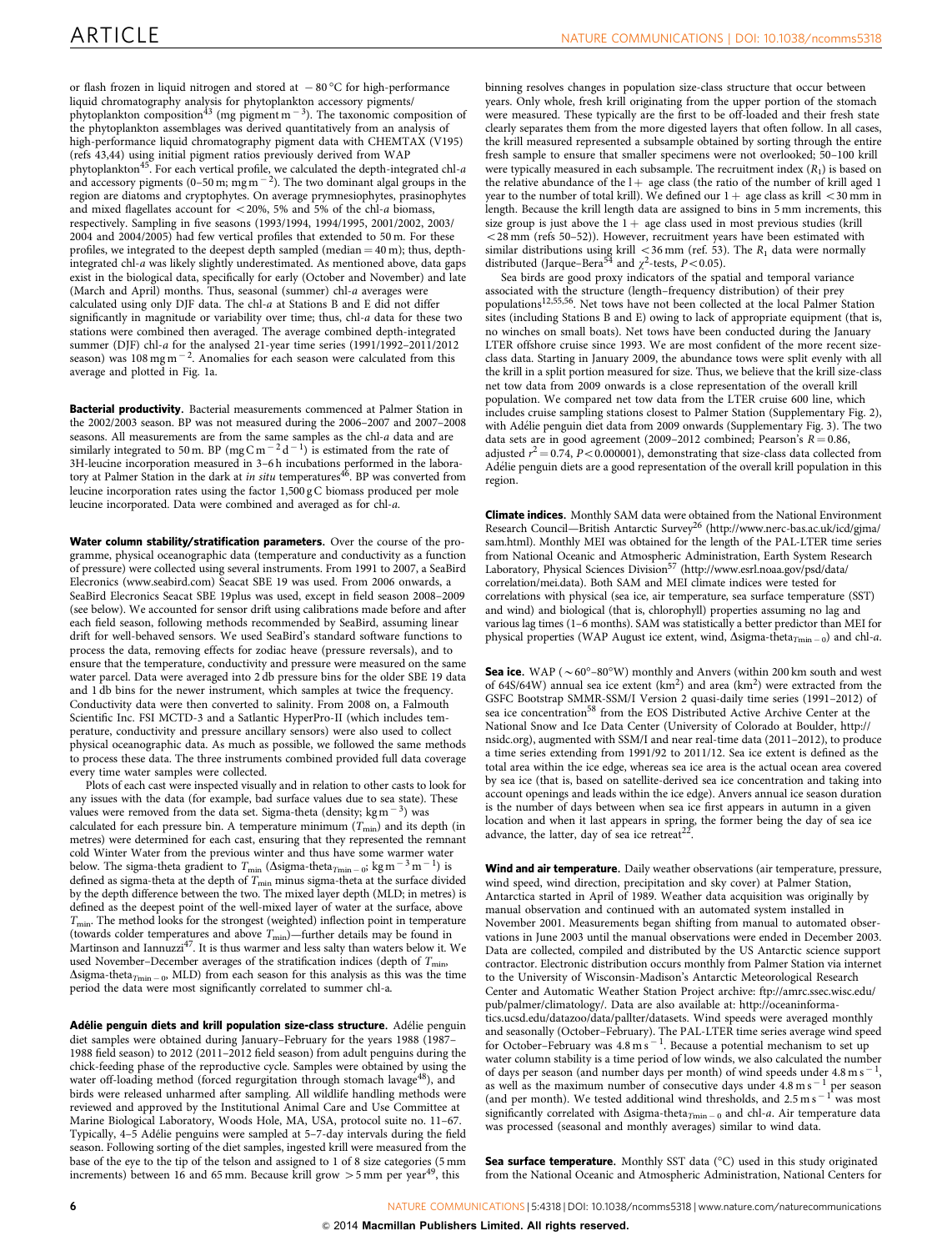or flash frozen in liquid nitrogen and stored at − 80 °C for high-performance liquid chromatography analysis for phytoplankton accessory pigments/ phytoplankton composition[43] (mg pigment $m^{-3}$). The taxonomic composition of the phytoplankton assemblages was derived quantitatively from an analysis of high-performance liquid chromatography pigment data with CHEMTAX (V195) (refs 43,44) using initial pigment ratios previously derived from WAP phytoplankton[45]. For each vertical profile, we calculated the depth-integrated chl-*a* and accessory pigments (0–50 m; mg $m^{-2}$). The two dominant algal groups in the region are diatoms and cryptophytes. On average prymnesiophytes, prasinophytes and mixed flagellates account for <20%, 5% and 5% of the chl-*a* biomass, respectively. Sampling in five seasons (1993/1994, 1994/1995, 2001/2002, 2003/2004 and 2004/2005) had few vertical profiles that extended to 50 m. For these profiles, we integrated to the deepest depth sampled (median = 40 m); thus, depth-integrated chl-*a* was likely slightly underestimated. As mentioned above, data gaps exist in the biological data, specifically for early (October and November) and late (March and April) months. Thus, seasonal (summer) chl-*a* averages were calculated using only DJF data. The chl-*a* at Stations B and E did not differ significantly in magnitude or variability over time; thus, chl-*a* data for these two stations were combined then averaged. The average combined depth-integrated summer (DJF) chl-*a* for the analysed 21-year time series (1991/1992–2011/2012 season) was 108 mg $m^{-2}$. Anomalies for each season were calculated from this average and plotted in Fig. 1a.

**Bacterial productivity.** Bacterial measurements commenced at Palmer Station in the 2002/2003 season. BP was not measured during the 2006–2007 and 2007–2008 seasons. All measurements are from the same samples as the chl-*a* data and are similarly integrated to 50 m. BP (mg C $m^{-2}$ $d^{-1}$) is estimated from the rate of 3H-leucine incorporation measured in 3–6 h incubations performed in the laboratory at Palmer Station in the dark at *in situ* temperatures[46]. BP was converted from leucine incorporation rates using the factor 1,500 g C biomass produced per mole leucine incorporated. Data were combined and averaged as for chl-*a*.

**Water column stability/stratification parameters.** Over the course of the programme, physical oceanographic data (temperature and conductivity as a function of pressure) were collected using several instruments. From 1991 to 2007, a SeaBird Elecronics (www.seabird.com) Seacat SBE 19 was used. From 2006 onwards, a SeaBird Elecronics Seacat SBE 19plus was used, except in field season 2008–2009 (see below). We accounted for sensor drift using calibrations made before and after each field season, following methods recommended by SeaBird, assuming linear drift for well-behaved sensors. We used SeaBird's standard software functions to process the data, removing effects for zodiac heave (pressure reversals), and to ensure that the temperature, conductivity and pressure were measured on the same water parcel. Data were averaged into 2 db pressure bins for the older SBE 19 data and 1 db bins for the newer instrument, which samples at twice the frequency. Conductivity data were then converted to salinity. From 2008 on, a Falmouth Scientific Inc. FSI MCTD-3 and a Satlantic HyperPro-II (which includes temperature, conductivity and pressure ancillary sensors) were also used to collect physical oceanographic data. As much as possible, we followed the same methods to process these data. The three instruments combined provided full data coverage every time water samples were collected.

Plots of each cast were inspected visually and in relation to other casts to look for any issues with the data (for example, bad surface values due to sea state). These values were removed from the data set. Sigma-theta (density; kg $m^{-3}$) was calculated for each pressure bin. A temperature minimum ($T_{min}$) and its depth (in metres) were determined for each cast, ensuring that they represented the remnant cold Winter Water from the previous winter and thus have some warmer water below. The sigma-theta gradient to $T_{min}$ ($\Delta$sigma-theta$_{Tmin-0}$; kg $m^{-3}$ $m^{-1}$) is defined as sigma-theta at the depth of $T_{min}$ minus sigma-theta at the surface divided by the depth difference between the two. The mixed layer depth (MLD; in metres) is defined as the deepest point of the well-mixed layer of water at the surface, above $T_{min}$. The method looks for the strongest (weighted) inflection point in temperature (towards colder temperatures and above $T_{min}$)—further details may be found in Martinson and Iannuzzi[47]. It is thus warmer and less salty than waters below it. We used November–December averages of the stratification indices (depth of $T_{min}$, $\Delta$sigma-theta$_{Tmin-0}$, MLD) from each season for this analysis as this was the time period the data were most significantly correlated to summer chl-a.

**Adélie penguin diets and krill population size-class structure.** Adélie penguin diet samples were obtained during January–February for the years 1988 (1987–1988 field season) to 2012 (2011–2012 field season) from adult penguins during the chick-feeding phase of the reproductive cycle. Samples were obtained by using the water off-loading method (forced regurgitation through stomach lavage[48]), and birds were released unharmed after sampling. All wildlife handling methods were reviewed and approved by the Institutional Animal Care and Use Committee at Marine Biological Laboratory, Woods Hole, MA, USA, protocol suite no. 11–67. Typically, 4–5 Adélie penguins were sampled at 5–7-day intervals during the field season. Following sorting of the diet samples, ingested krill were measured from the base of the eye to the tip of the telson and assigned to 1 of 8 size categories (5 mm increments) between 16 and 65 mm. Because krill grow >5 mm per year[49], this binning resolves changes in population size-class structure that occur between years. Only whole, fresh krill originating from the upper portion of the stomach were measured. These typically are the first to be off-loaded and their fresh state clearly separates them from the more digested layers that often follow. In all cases, the krill measured represented a subsample obtained by sorting through the entire fresh sample to ensure that smaller specimens were not overlooked; 50–100 krill were typically measured in each subsample. The recruitment index ($R_1$) is based on the relative abundance of the 1+ age class (the ratio of the number of krill aged 1 year to the number of total krill). We defined our 1+ age class as krill <30 mm in length. Because the krill length data are assigned to bins in 5 mm increments, this size group is just above the 1+ age class used in most previous studies (krill <28 mm (refs 50–52)). However, recruitment years have been estimated with similar distributions using krill <36 mm (ref. 53). The $R_1$ data were normally distributed (Jarque–Bera[54] and $\chi^2$-tests, $P<0.05$).

Sea birds are good proxy indicators of the spatial and temporal variance associated with the structure (length–frequency distribution) of their prey populations[12,55,56]. Net tows have not been collected at the local Palmer Station sites (including Stations B and E) owing to lack of appropriate equipment (that is, no winches on small boats). Net tows have been conducted during the January LTER offshore cruise since 1993. We are most confident of the more recent size-class data. Starting in January 2009, the abundance tows were split evenly with all the krill in a split portion measured for size. Thus, we believe that the krill size-class net tow data from 2009 onwards is a close representation of the overall krill population. We compared net tow data from the LTER cruise 600 line, which includes cruise sampling stations closest to Palmer Station (Supplementary Fig. 2), with Adélie penguin diet data from 2009 onwards (Supplementary Fig. 3). The two data sets are in good agreement (2009–2012 combined; Pearson's $R=0.86$, adjusted $r^2=0.74$, $P<0.000001$), demonstrating that size-class data collected from Adélie penguin diets are a good representation of the overall krill population in this region.

**Climate indices.** Monthly SAM data were obtained from the National Environment Research Council—British Antarctic Survey[26] (http://www.nerc-bas.ac.uk/icd/gjma/sam.html). Monthly MEI was obtained for the length of the PAL-LTER time series from National Oceanic and Atmospheric Administration, Earth System Research Laboratory, Physical Sciences Division[57] (http://www.esrl.noaa.gov/psd/data/correlation/mei.data). Both SAM and MEI climate indices were tested for correlations with physical (sea ice, air temperature, sea surface temperature (SST) and wind) and biological (that is, chlorophyll) properties assuming no lag and various lag times (1–6 months). SAM was statistically a better predictor than MEI for physical properties (WAP August ice extent, wind, $\Delta$sigma-theta$_{Tmin-0}$) and chl-*a*.

**Sea ice.** WAP (~60°–80°W) monthly and Anvers (within 200 km south and west of 64S/64W) annual sea ice extent ($km^2$) and area ($km^2$) were extracted from the GSFC Bootstrap SMMR-SSM/I Version 2 quasi-daily time series (1991–2012) of sea ice concentration[58] from the EOS Distributed Active Archive Center at the National Snow and Ice Data Center (University of Colorado at Boulder, http://nsidc.org), augmented with SSM/I and near real-time data (2011–2012), to produce a time series extending from 1991/92 to 2011/12. Sea ice extent is defined as the total area within the ice edge, whereas sea ice area is the actual ocean area covered by sea ice (that is, based on satellite-derived sea ice concentration and taking into account openings and leads within the ice edge). Anvers annual ice season duration is the number of days between when sea ice first appears in autumn in a given location and when it last appears in spring, the former being the day of sea ice advance, the latter, day of sea ice retreat[22].

**Wind and air temperature.** Daily weather observations (air temperature, pressure, wind speed, wind direction, precipitation and sky cover) at Palmer Station, Antarctica started in April of 1989. Weather data acquisition was originally by manual observation and continued with an automated system installed in November 2001. Measurements began shifting from manual to automated observations in June 2003 until the manual observations were ended in December 2003. Data are collected, compiled and distributed by the US Antarctic science support contractor. Electronic distribution occurs monthly from Palmer Station via internet to the University of Wisconsin-Madison's Antarctic Meteorological Research Center and Automatic Weather Station Project archive: ftp://amrc.ssec.wisc.edu/pub/palmer/climatology/. Data are also available at: http://oceaninformatics.ucsd.edu/datazoo/data/pallter/datasets. Wind speeds were averaged monthly and seasonally (October–February). The PAL-LTER time series average wind speed for October–February was 4.8 m $s^{-1}$. Because a potential mechanism to set up water column stability is a time period of low winds, we also calculated the number of days per season (and number days per month) of wind speeds under 4.8 m $s^{-1}$, as well as the maximum number of consecutive days under 4.8 m $s^{-1}$ per season (and per month). We tested additional wind thresholds, and 2.5 m $s^{-1}$ was most significantly correlated with $\Delta$sigma-theta$_{Tmin-0}$ and chl-*a*. Air temperature data was processed (seasonal and monthly averages) similar to wind data.

**Sea surface temperature.** Monthly SST data (°C) used in this study originated from the National Oceanic and Atmospheric Administration, National Centers for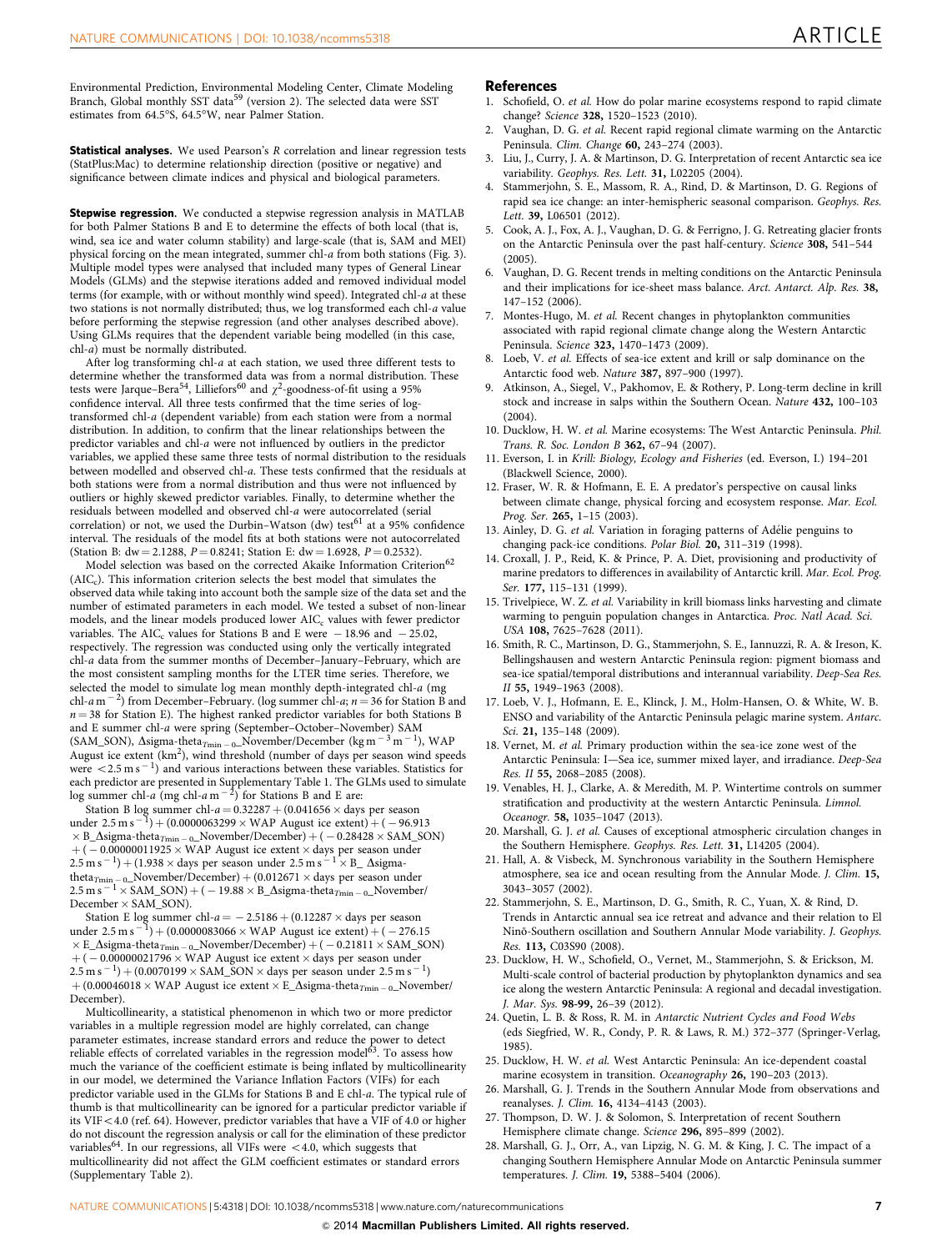Environmental Prediction, Environmental Modeling Center, Climate Modeling Branch, Global monthly SST data[59] (version 2). The selected data were SST estimates from 64.5°S, 64.5°W, near Palmer Station.

**Statistical analyses.** We used Pearson's *R* correlation and linear regression tests (StatPlus:Mac) to determine relationship direction (positive or negative) and significance between climate indices and physical and biological parameters.

**Stepwise regression.** We conducted a stepwise regression analysis in MATLAB for both Palmer Stations B and E to determine the effects of both local (that is, wind, sea ice and water column stability) and large-scale (that is, SAM and MEI) physical forcing on the mean integrated, summer chl-*a* from both stations (Fig. 3). Multiple model types were analysed that included many types of General Linear Models (GLMs) and the stepwise iterations added and removed individual model terms (for example, with or without monthly wind speed). Integrated chl-*a* at these two stations is not normally distributed; thus, we log transformed each chl-*a* value before performing the stepwise regression (and other analyses described above). Using GLMs requires that the dependent variable being modelled (in this case, chl-*a*) must be normally distributed.

After log transforming chl-*a* at each station, we used three different tests to determine whether the transformed data was from a normal distribution. These tests were Jarque–Bera[54], Lilliefors[60] and $\chi^2$-goodness-of-fit using a 95% confidence interval. All three tests confirmed that the time series of log-transformed chl-*a* (dependent variable) from each station were from a normal distribution. In addition, to confirm that the linear relationships between the predictor variables and chl-*a* were not influenced by outliers in the predictor variables, we applied these same three tests of normal distribution to the residuals between modelled and observed chl-*a*. These tests confirmed that the residuals at both stations were from a normal distribution and thus were not influenced by outliers or highly skewed predictor variables. Finally, to determine whether the residuals between modelled and observed chl-*a* were autocorrelated (serial correlation) or not, we used the Durbin–Watson (dw) test[61] at a 95% confidence interval. The residuals of the model fits at both stations were not autocorrelated (Station B: dw = 2.1288, $P = 0.8241$; Station E: dw = 1.6928, $P = 0.2532$).

Model selection was based on the corrected Akaike Information Criterion[62] ($AIC_c$). This information criterion selects the best model that simulates the observed data while taking into account both the sample size of the data set and the number of estimated parameters in each model. We tested a subset of non-linear models, and the linear models produced lower $AIC_c$ values with fewer predictor variables. The $AIC_c$ values for Stations B and E were −18.96 and −25.02, respectively. The regression was conducted using only the vertically integrated chl-*a* data from the summer months of December–January–February, which are the most consistent sampling months for the LTER time series. Therefore, we selected the model to simulate log mean monthly depth-integrated chl-*a* (mg chl-*a* $m^{-2}$) from December–February. (log summer chl-*a*; $n = 36$ for Station B and $n = 38$ for Station E). The highest ranked predictor variables for both Stations B and E summer chl-*a* were spring (September–October–November) SAM (SAM_SON), Δsigma-theta$_{T\min-0}$_November/December (kg $m^{-3}$ $m^{-1}$), WAP August ice extent ($km^2$), wind threshold (number of days per season wind speeds were $< 2.5$ m $s^{-1}$) and various interactions between these variables. Statistics for each predictor are presented in Supplementary Table 1. The GLMs used to simulate log summer chl-*a* (mg chl-*a* $m^{-2}$) for Stations B and E are:

Station B log summer chl-*a* = 0.32287 + (0.041656 × days per season under 2.5 m $s^{-1}$) + (0.0000063299 × WAP August ice extent) + (−96.913 × B_Δsigma-theta$_{T\min-0}$_November/December) + (−0.28428 × SAM_SON) + (−0.00000011925 × WAP August ice extent × days per season under 2.5 m $s^{-1}$) + (1.938 × days per season under 2.5 m $s^{-1}$ × B_ Δsigma-theta$_{T\min-0}$_November/December) + (0.012671 × days per season under 2.5 m $s^{-1}$ × SAM_SON) + (−19.88 × B_Δsigma-theta$_{T\min-0}$_November/December × SAM_SON).

Station E log summer chl-*a* = −2.5186 + (0.12287 × days per season under 2.5 m $s^{-1}$) + (0.0000083066 × WAP August ice extent) + (−276.15 × E_Δsigma-theta$_{T\min-0}$_November/December) + (−0.21811 × SAM_SON) + (−0.00000021796 × WAP August ice extent × days per season under 2.5 m $s^{-1}$) + (0.0070199 × SAM_SON × days per season under 2.5 m $s^{-1}$) + (0.00046018 × WAP August ice extent × E_Δsigma-theta$_{T\min-0}$_November/December).

Multicollinearity, a statistical phenomenon in which two or more predictor variables in a multiple regression model are highly correlated, can change parameter estimates, increase standard errors and reduce the power to detect reliable effects of correlated variables in the regression model[63]. To assess how much the variance of the coefficient estimate is being inflated by multicollinearity in our model, we determined the Variance Inflation Factors (VIFs) for each predictor variable used in the GLMs for Stations B and E chl-*a*. The typical rule of thumb is that multicollinearity can be ignored for a particular predictor variable if its VIF < 4.0 (ref. 64). However, predictor variables that have a VIF of 4.0 or higher do not discount the regression analysis or call for the elimination of these predictor variables[64]. In our regressions, all VIFs were < 4.0, which suggests that multicollinearity did not affect the GLM coefficient estimates or standard errors (Supplementary Table 2).

## References

1. Schofield, O. *et al.* How do polar marine ecosystems respond to rapid climate change? *Science* **328,** 1520–1523 (2010).
2. Vaughan, D. G. *et al.* Recent rapid regional climate warming on the Antarctic Peninsula. *Clim. Change* **60,** 243–274 (2003).
3. Liu, J., Curry, J. A. & Martinson, D. G. Interpretation of recent Antarctic sea ice variability. *Geophys. Res. Lett.* **31,** L02205 (2004).
4. Stammerjohn, S. E., Massom, R. A., Rind, D. & Martinson, D. G. Regions of rapid sea ice change: an inter-hemispheric seasonal comparison. *Geophys. Res. Lett.* **39,** L06501 (2012).
5. Cook, A. J., Fox, A. J., Vaughan, D. G. & Ferrigno, J. G. Retreating glacier fronts on the Antarctic Peninsula over the past half-century. *Science* **308,** 541–544 (2005).
6. Vaughan, D. G. Recent trends in melting conditions on the Antarctic Peninsula and their implications for ice-sheet mass balance. *Arct. Antarct. Alp. Res.* **38,** 147–152 (2006).
7. Montes-Hugo, M. *et al.* Recent changes in phytoplankton communities associated with rapid regional climate change along the Western Antarctic Peninsula. *Science* **323,** 1470–1473 (2009).
8. Loeb, V. *et al.* Effects of sea-ice extent and krill or salp dominance on the Antarctic food web. *Nature* **387,** 897–900 (1997).
9. Atkinson, A., Siegel, V., Pakhomov, E. & Rothery, P. Long-term decline in krill stock and increase in salps within the Southern Ocean. *Nature* **432,** 100–103 (2004).
10. Ducklow, H. W. *et al.* Marine ecosystems: The West Antarctic Peninsula. *Phil. Trans. R. Soc. London B* **362,** 67–94 (2007).
11. Everson, I. in *Krill: Biology, Ecology and Fisheries* (ed. Everson, I.) 194–201 (Blackwell Science, 2000).
12. Fraser, W. R. & Hofmann, E. E. A predator's perspective on causal links between climate change, physical forcing and ecosystem response. *Mar. Ecol. Prog. Ser.* **265,** 1–15 (2003).
13. Ainley, D. G. *et al.* Variation in foraging patterns of Adélie penguins to changing pack-ice conditions. *Polar Biol.* **20,** 311–319 (1998).
14. Croxall, J. P., Reid, K. & Prince, P. A. Diet, provisioning and productivity of marine predators to differences in availability of Antarctic krill. *Mar. Ecol. Prog. Ser.* **177,** 115–131 (1999).
15. Trivelpiece, W. Z. *et al.* Variability in krill biomass links harvesting and climate warming to penguin population changes in Antarctica. *Proc. Natl Acad. Sci. USA* **108,** 7625–7628 (2011).
16. Smith, R. C., Martinson, D. G., Stammerjohn, S. E., Iannuzzi, R. A. & Ireson, K. Bellingshausen and western Antarctic Peninsula region: pigment biomass and sea-ice spatial/temporal distributions and interannual variability. *Deep-Sea Res. II* **55,** 1949–1963 (2008).
17. Loeb, V. J., Hofmann, E. E., Klinck, J. M., Holm-Hansen, O. & White, W. B. ENSO and variability of the Antarctic Peninsula pelagic marine system. *Antarc. Sci.* **21,** 135–148 (2009).
18. Vernet, M. *et al.* Primary production within the sea-ice zone west of the Antarctic Peninsula: I—Sea ice, summer mixed layer, and irradiance. *Deep-Sea Res. II* **55,** 2068–2085 (2008).
19. Venables, H. J., Clarke, A. & Meredith, M. P. Wintertime controls on summer stratification and productivity at the western Antarctic Peninsula. *Limnol. Oceanogr.* **58,** 1035–1047 (2013).
20. Marshall, G. J. *et al.* Causes of exceptional atmospheric circulation changes in the Southern Hemisphere. *Geophys. Res. Lett.* **31,** L14205 (2004).
21. Hall, A. & Visbeck, M. Synchronous variability in the Southern Hemisphere atmosphere, sea ice and ocean resulting from the Annular Mode. *J. Clim.* **15,** 3043–3057 (2002).
22. Stammerjohn, S. E., Martinson, D. G., Smith, R. C., Yuan, X. & Rind, D. Trends in Antarctic annual sea ice retreat and advance and their relation to El Ninõ-Southern oscillation and Southern Annular Mode variability. *J. Geophys. Res.* **113,** C03S90 (2008).
23. Ducklow, H. W., Schofield, O., Vernet, M., Stammerjohn, S. & Erickson, M. Multi-scale control of bacterial production by phytoplankton dynamics and sea ice along the western Antarctic Peninsula: A regional and decadal investigation. *J. Mar. Sys.* **98-99,** 26–39 (2012).
24. Quetin, L. B. & Ross, R. M. in *Antarctic Nutrient Cycles and Food Webs* (eds Siegfried, W. R., Condy, P. R. & Laws, R. M.) 372–377 (Springer-Verlag, 1985).
25. Ducklow, H. W. *et al.* West Antarctic Peninsula: An ice-dependent coastal marine ecosystem in transition. *Oceanography* **26,** 190–203 (2013).
26. Marshall, G. J. Trends in the Southern Annular Mode from observations and reanalyses. *J. Clim.* **16,** 4134–4143 (2003).
27. Thompson, D. W. J. & Solomon, S. Interpretation of recent Southern Hemisphere climate change. *Science* **296,** 895–899 (2002).
28. Marshall, G. J., Orr, A., van Lipzig, N. G. M. & King, J. C. The impact of a changing Southern Hemisphere Annular Mode on Antarctic Peninsula summer temperatures. *J. Clim.* **19,** 5388–5404 (2006).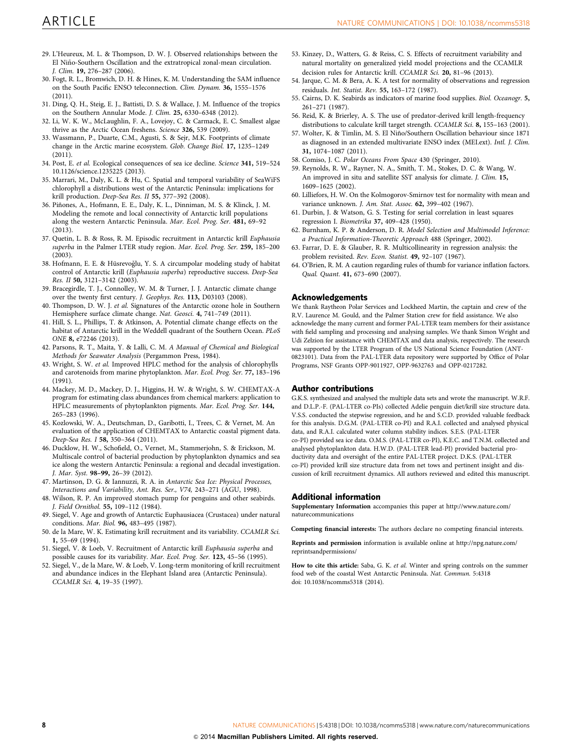29. L'Heureux, M. L. & Thompson, D. W. J. Observed relationships between the El Niño-Southern Oscillation and the extratropical zonal-mean circulation. *J. Clim.* **19,** 276–287 (2006).
30. Fogt, R. L., Bromwich, D. H. & Hines, K. M. Understanding the SAM influence on the South Pacific ENSO teleconnection. *Clim. Dynam.* **36,** 1555–1576 (2011).
31. Ding, Q. H., Steig, E. J., Battisti, D. S. & Wallace, J. M. Influence of the tropics on the Southern Annular Mode. *J. Clim.* **25,** 6330–6348 (2012).
32. Li, W. K. W., McLaughlin, F. A., Lovejoy, C. & Carmack, E. C. Smallest algae thrive as the Arctic Ocean freshens. *Science* **326,** 539 (2009).
33. Wassmann, P., Duarte, C.M., Agusti, S. & Sejr, M.K. Footprints of climate change in the Arctic marine ecosystem. *Glob. Change Biol.* **17,** 1235–1249 (2011).
34. Post, E. *et al.* Ecological consequences of sea ice decline. *Science* **341,** 519–524 10.1126/science.1235225 (2013).
35. Marrari, M., Daly, K. L. & Hu, C. Spatial and temporal variability of SeaWiFS chlorophyll a distributions west of the Antarctic Peninsula: implications for krill production. *Deep-Sea Res. II* **55,** 377–392 (2008).
36. Piñones, A., Hofmann, E. E., Daly, K. L., Dinniman, M. S. & Klinck, J. M. Modeling the remote and local connectivity of Antarctic krill populations along the western Antarctic Peninsula. *Mar. Ecol. Prog. Ser.* **481,** 69–92 (2013).
37. Quetin, L. B. & Ross, R. M. Episodic recruitment in Antarctic krill *Euphausia superba* in the Palmer LTER study region. *Mar. Ecol. Prog. Ser.* **259,** 185–200 (2003).
38. Hofmann, E. E. & Hüsrevoğlu, Y. S. A circumpolar modeling study of habitat control of Antarctic krill (*Euphausia superba*) reproductive success. *Deep-Sea Res. II* **50,** 3121–3142 (2003).
39. Bracegirdle, T. J., Connolley, W. M. & Turner, J. J. Antarctic climate change over the twenty first century. *J. Geophys. Res.* **113,** D03103 (2008).
40. Thompson, D. W. J. *et al.* Signatures of the Antarctic ozone hole in Southern Hemisphere surface climate change. *Nat. Geosci.* **4,** 741–749 (2011).
41. Hill, S. L., Phillips, T. & Atkinson, A. Potential climate change effects on the habitat of Antarctic krill in the Weddell quadrant of the Southern Ocean. *PLoS ONE* **8,** e72246 (2013).
42. Parsons, R. T., Maita, Y. & Lalli, C. M. *A Manual of Chemical and Biological Methods for Seawater Analysis* (Pergammon Press, 1984).
43. Wright, S. W. *et al.* Improved HPLC method for the analysis of chlorophylls and carotenoids from marine phytoplankton. *Mar. Ecol. Prog. Ser.* **77,** 183–196 (1991).
44. Mackey, M. D., Mackey, D. J., Higgins, H. W. & Wright, S. W. CHEMTAX-A program for estimating class abundances from chemical markers: application to HPLC measurements of phytoplankton pigments. *Mar. Ecol. Prog. Ser.* **144,** 265–283 (1996).
45. Kozlowski, W. A., Deutschman, D., Garibotti, I., Trees, C. & Vernet, M. An evaluation of the application of CHEMTAX to Antarctic coastal pigment data. *Deep-Sea Res. I* **58,** 350–364 (2011).
46. Ducklow, H. W., Schofield, O., Vernet, M., Stammerjohn, S. & Erickson, M. Multiscale control of bacterial production by phytoplankton dynamics and sea ice along the western Antarctic Peninsula: a regional and decadal investigation. *J. Mar. Syst.* **98–99,** 26–39 (2012).
47. Martinson, D. G. & Iannuzzi, R. A. in *Antarctic Sea Ice: Physical Processes, Interactions and Variability, Ant. Res. Ser., V74,* 243–271 (AGU, 1998).
48. Wilson, R. P. An improved stomach pump for penguins and other seabirds. *J. Field Ornithol.* **55,** 109–112 (1984).
49. Siegel, V. Age and growth of Antarctic Euphausiacea (Crustacea) under natural conditions. *Mar. Biol.* **96,** 483–495 (1987).
50. de la Mare, W. K. Estimating krill recruitment and its variability. *CCAMLR Sci.* **1,** 55–69 (1994).
51. Siegel, V. & Loeb, V. Recruitment of Antarctic krill *Euphausia superba* and possible causes for its variability. *Mar. Ecol. Prog. Ser.* **123,** 45–56 (1995).
52. Siegel, V., de la Mare, W. & Loeb, V. Long-term monitoring of krill recruitment and abundance indices in the Elephant Island area (Antarctic Peninsula). *CCAMLR Sci.* **4,** 19–35 (1997).
53. Kinzey, D., Watters, G. & Reiss, C. S. Effects of recruitment variability and natural mortality on generalized yield model projections and the CCAMLR decision rules for Antarctic krill. *CCAMLR Sci.* **20,** 81–96 (2013).
54. Jarque, C. M. & Bera, A. K. A test for normality of observations and regression residuals. *Int. Statist. Rev.* **55,** 163–172 (1987).
55. Cairns, D. K. Seabirds as indicators of marine food supplies. *Biol. Oceanogr.* **5,** 261–271 (1987).
56. Reid, K. & Brierley, A. S. The use of predator-derived krill length-frequency distributions to calculate krill target strength. *CCAMLR Sci.* **8,** 155–163 (2001).
57. Wolter, K. & Timlin, M. S. El Niño/Southern Oscillation behaviour since 1871 as diagnosed in an extended multivariate ENSO index (MEI.ext). *Intl. J. Clim.* **31,** 1074–1087 (2011).
58. Comiso, J. C. *Polar Oceans From Space* 430 (Springer, 2010).
59. Reynolds, R. W., Rayner, N. A., Smith, T. M., Stokes, D. C. & Wang, W. An improved in situ and satellite SST analysis for climate. *J. Clim.* **15,** 1609–1625 (2002).
60. Lilliefors, H. W. On the Kolmogorov-Smirnov test for normality with mean and variance unknown. *J. Am. Stat. Assoc.* **62,** 399–402 (1967).
61. Durbin, J. & Watson, G. S. Testing for serial correlation in least squares regression I. *Biometrika* **37,** 409–428 (1950).
62. Burnham, K. P. & Anderson, D. R. *Model Selection and Multimodel Inference: a Practical Information-Theoretic Approach* 488 (Springer, 2002).
63. Farrar, D. E. & Glauber, R. R. Multicollinearity in regression analysis: the problem revisited. *Rev. Econ. Statist.* **49,** 92–107 (1967).
64. O'Brien, R. M. A caution regarding rules of thumb for variance inflation factors. *Qual. Quant.* **41,** 673–690 (2007).

## Acknowledgements

We thank Raytheon Polar Services and Lockheed Martin, the captain and crew of the R.V. Laurence M. Gould, and the Palmer Station crew for field assistance. We also acknowledge the many current and former PAL-LTER team members for their assistance with field sampling and processing and analysing samples. We thank Simon Wright and Udi Zelzion for assistance with CHEMTAX and data analysis, respectively. The research was supported by the LTER Program of the US National Science Foundation (ANT-0823101). Data from the PAL-LTER data repository were supported by Office of Polar Programs, NSF Grants OPP-9011927, OPP-9632763 and OPP-0217282.

## Author contributions

G.K.S. synthesized and analysed the multiple data sets and wrote the manuscript. W.R.F. and D.L.P.-F. (PAL-LTER co-PIs) collected Adelie penguin diet/krill size structure data. V.S.S. conducted the stepwise regression, and he and S.C.D. provided valuable feedback for this analysis. D.G.M. (PAL-LTER co-PI) and R.A.I. collected and analysed physical data, and R.A.I. calculated water column stability indices. S.E.S. (PAL-LTER co-PI) provided sea ice data. O.M.S. (PAL-LTER co-PI), K.E.C. and T.N.M. collected and analysed phytoplankton data. H.W.D. (PAL-LTER lead-PI) provided bacterial productivity data and oversight of the entire PAL-LTER project. D.K.S. (PAL-LTER co-PI) provided krill size structure data from net tows and pertinent insight and discussion of krill recruitment dynamics. All authors reviewed and edited this manuscript.

## Additional information

**Supplementary Information** accompanies this paper at http://www.nature.com/naturecommunications

**Competing financial interests:** The authors declare no competing financial interests.

**Reprints and permission** information is available online at http://npg.nature.com/reprintsandpermissions/

**How to cite this article:** Saba, G. K. *et al.* Winter and spring controls on the summer food web of the coastal West Antarctic Peninsula. *Nat. Commun.* 5:4318 doi: 10.1038/ncomms5318 (2014).